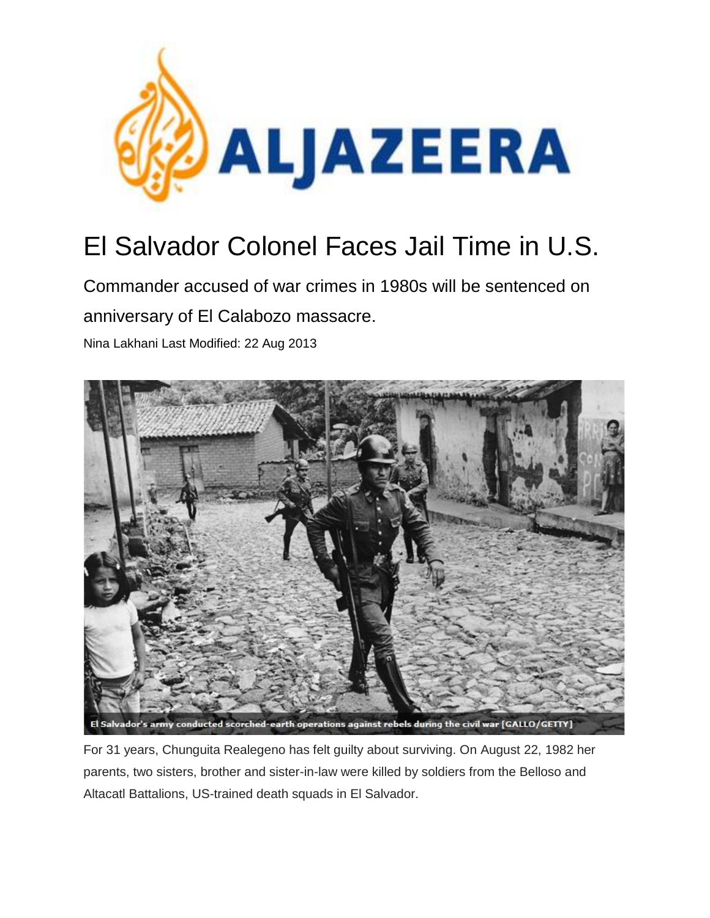# El Salvador Colonel Faces Jail Time in U.S.

## Commander accused of war crimes in 1980s will be sentenced on anniversary of El Calabozo massacre.

Nina Lakhani Last Modified: 22 Aug 2013

El Salvador's army conducted scorched-earth operations against rebels during the civil war [GALLO/GETTY]

For 31 years, Chunguita Realegeno has felt guilty about surviving. On August 22, 1982 her parents, two sisters, brother and sister-in-law were killed by soldiers from the Belloso and Altacatl Battalions, US-trained death squads in El Salvador.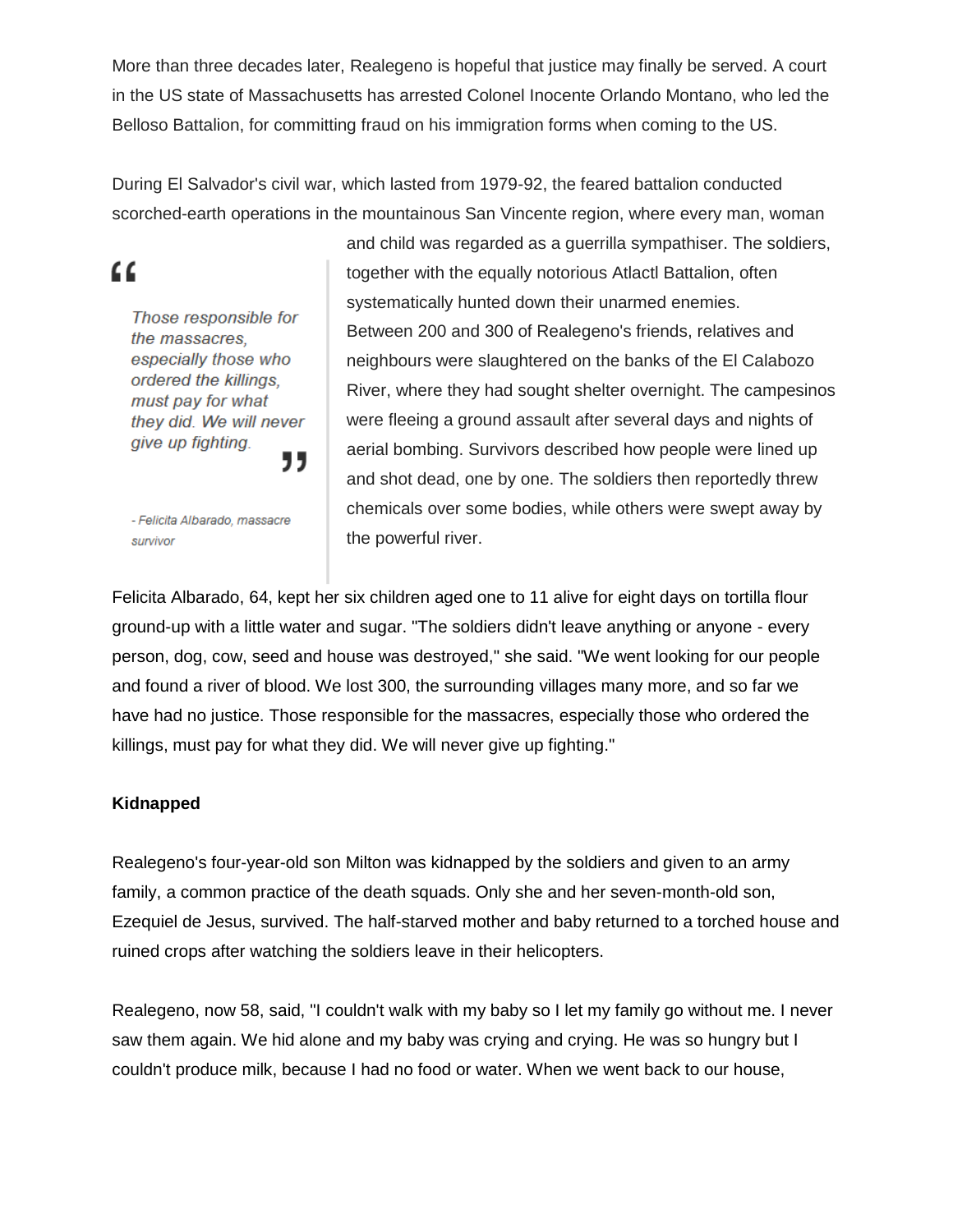More than three decades later, Realegeno is hopeful that justice may finally be served. A court in the US state of Massachusetts has arrested Colonel Inocente Orlando Montano, who led the Belloso Battalion, for committing fraud on his immigration forms when coming to the US.

During El Salvador's civil war, which lasted from 1979-92, the feared battalion conducted scorched-earth operations in the mountainous San Vincente region, where every man, woman and child was regarded as a guerrilla sympathiser. The soldiers, together with the equally notorious Atlactl Battalion, often systematically hunted down their unarmed enemies.

> *Those responsible for the massacres, especially those who ordered the killings, must pay for what they did. We will never give up fighting.*
>
> *- Felicita Albarado, massacre survivor*

Between 200 and 300 of Realegeno's friends, relatives and neighbours were slaughtered on the banks of the El Calabozo River, where they had sought shelter overnight. The campesinos were fleeing a ground assault after several days and nights of aerial bombing. Survivors described how people were lined up and shot dead, one by one. The soldiers then reportedly threw chemicals over some bodies, while others were swept away by the powerful river.

Felicita Albarado, 64, kept her six children aged one to 11 alive for eight days on tortilla flour ground-up with a little water and sugar. "The soldiers didn't leave anything or anyone - every person, dog, cow, seed and house was destroyed," she said. "We went looking for our people and found a river of blood. We lost 300, the surrounding villages many more, and so far we have had no justice. Those responsible for the massacres, especially those who ordered the killings, must pay for what they did. We will never give up fighting."

**Kidnapped**

Realegeno's four-year-old son Milton was kidnapped by the soldiers and given to an army family, a common practice of the death squads. Only she and her seven-month-old son, Ezequiel de Jesus, survived. The half-starved mother and baby returned to a torched house and ruined crops after watching the soldiers leave in their helicopters.

Realegeno, now 58, said, "I couldn't walk with my baby so I let my family go without me. I never saw them again. We hid alone and my baby was crying and crying. He was so hungry but I couldn't produce milk, because I had no food or water. When we went back to our house,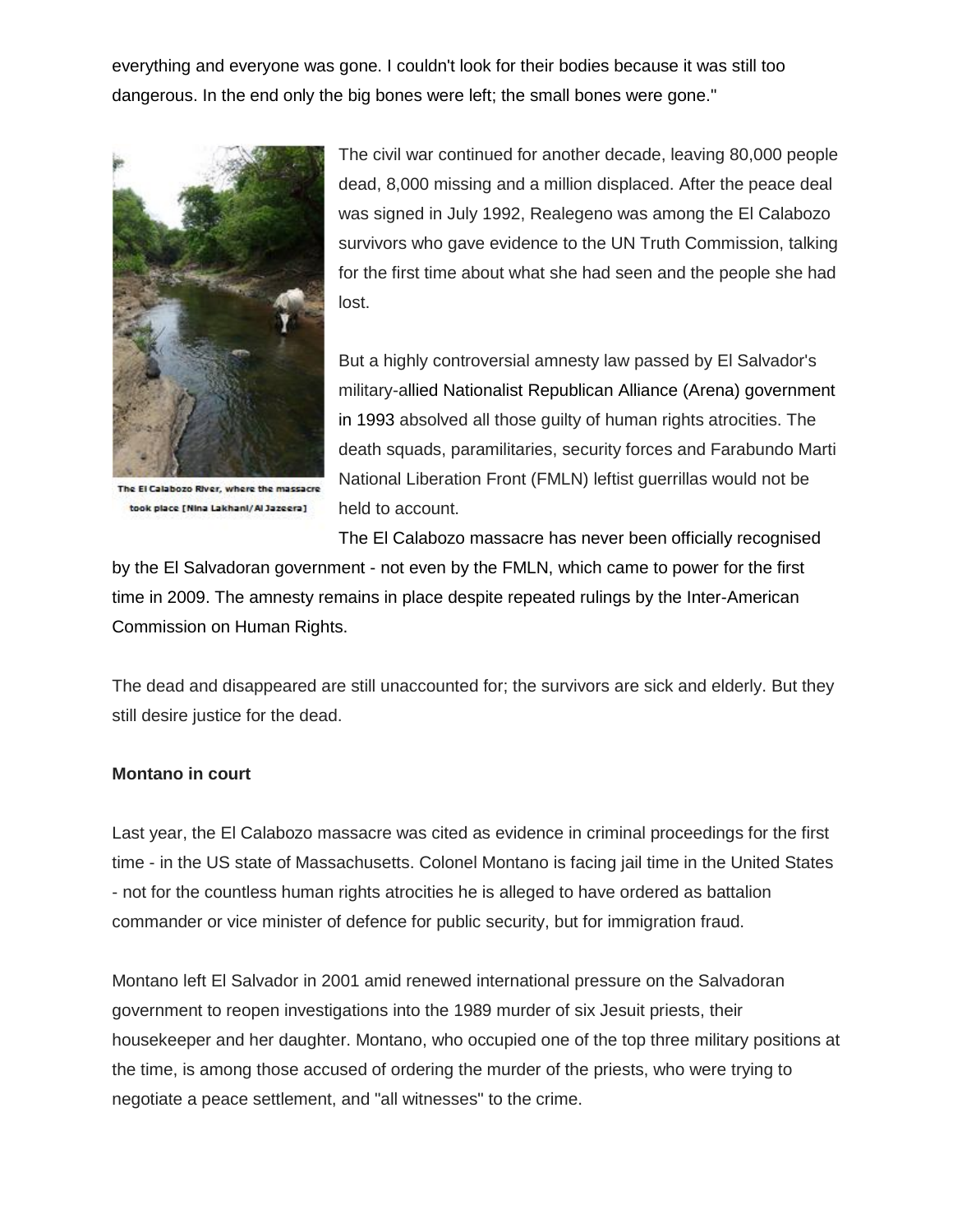everything and everyone was gone. I couldn't look for their bodies because it was still too dangerous. In the end only the big bones were left; the small bones were gone."

The El Calabozo River, where the massacre took place [Nina Lakhani/Al Jazeera]

The civil war continued for another decade, leaving 80,000 people dead, 8,000 missing and a million displaced. After the peace deal was signed in July 1992, Realegeno was among the El Calabozo survivors who gave evidence to the UN Truth Commission, talking for the first time about what she had seen and the people she had lost.

But a highly controversial amnesty law passed by El Salvador's military-allied Nationalist Republican Alliance (Arena) government in 1993 absolved all those guilty of human rights atrocities. The death squads, paramilitaries, security forces and Farabundo Marti National Liberation Front (FMLN) leftist guerrillas would not be held to account.

The El Calabozo massacre has never been officially recognised by the El Salvadoran government - not even by the FMLN, which came to power for the first time in 2009. The amnesty remains in place despite repeated rulings by the Inter-American Commission on Human Rights.

The dead and disappeared are still unaccounted for; the survivors are sick and elderly. But they still desire justice for the dead.

**Montano in court**

Last year, the El Calabozo massacre was cited as evidence in criminal proceedings for the first time - in the US state of Massachusetts. Colonel Montano is facing jail time in the United States - not for the countless human rights atrocities he is alleged to have ordered as battalion commander or vice minister of defence for public security, but for immigration fraud.

Montano left El Salvador in 2001 amid renewed international pressure on the Salvadoran government to reopen investigations into the 1989 murder of six Jesuit priests, their housekeeper and her daughter. Montano, who occupied one of the top three military positions at the time, is among those accused of ordering the murder of the priests, who were trying to negotiate a peace settlement, and "all witnesses" to the crime.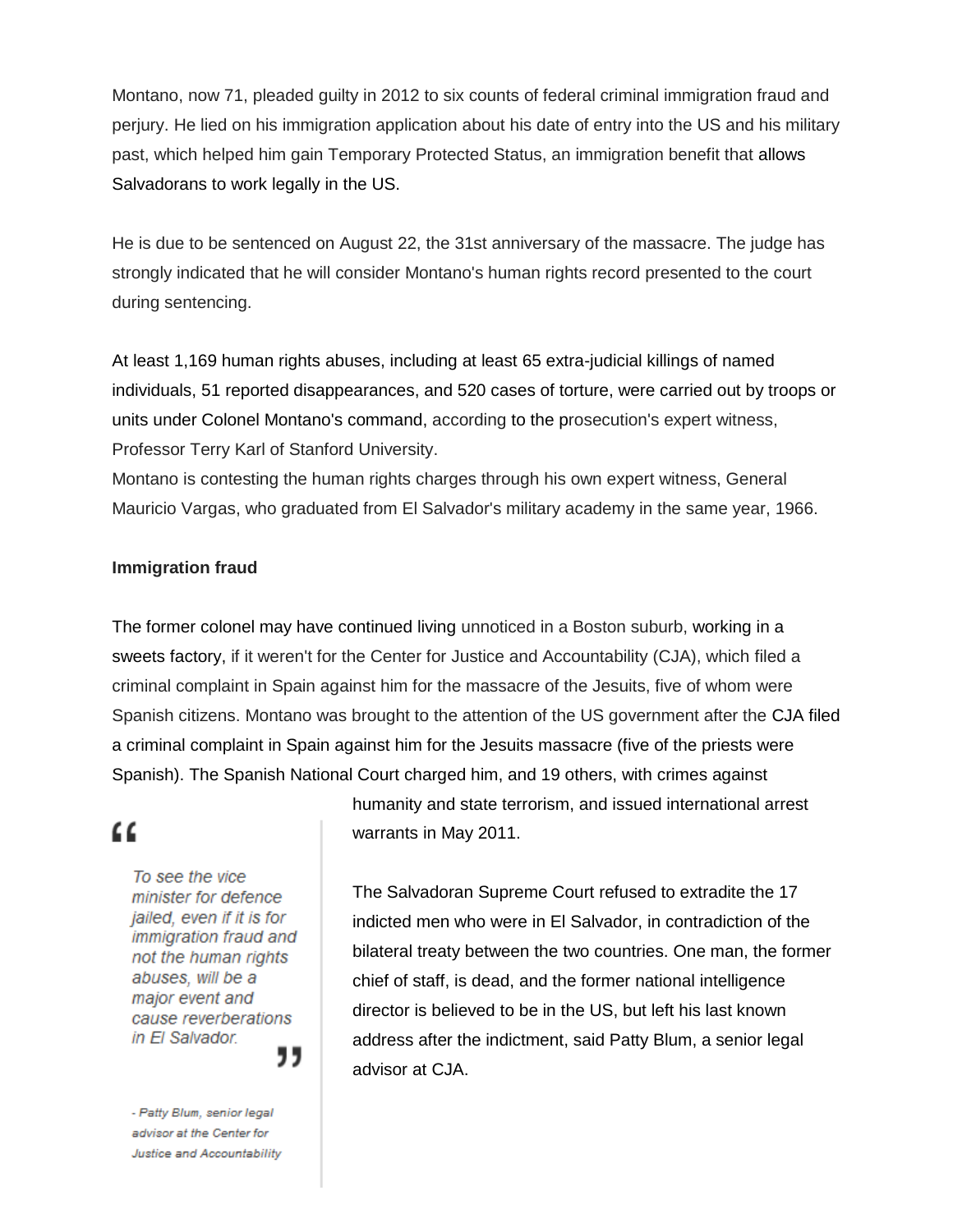Montano, now 71, pleaded guilty in 2012 to six counts of federal criminal immigration fraud and perjury. He lied on his immigration application about his date of entry into the US and his military past, which helped him gain Temporary Protected Status, an immigration benefit that allows Salvadorans to work legally in the US.

He is due to be sentenced on August 22, the 31st anniversary of the massacre. The judge has strongly indicated that he will consider Montano's human rights record presented to the court during sentencing.

At least 1,169 human rights abuses, including at least 65 extra-judicial killings of named individuals, 51 reported disappearances, and 520 cases of torture, were carried out by troops or units under Colonel Montano's command, according to the prosecution's expert witness, Professor Terry Karl of Stanford University.
Montano is contesting the human rights charges through his own expert witness, General Mauricio Vargas, who graduated from El Salvador's military academy in the same year, 1966.

**Immigration fraud**

The former colonel may have continued living unnoticed in a Boston suburb, working in a sweets factory, if it weren't for the Center for Justice and Accountability (CJA), which filed a criminal complaint in Spain against him for the massacre of the Jesuits, five of whom were Spanish citizens. Montano was brought to the attention of the US government after the CJA filed a criminal complaint in Spain against him for the Jesuits massacre (five of the priests were Spanish). The Spanish National Court charged him, and 19 others, with crimes against humanity and state terrorism, and issued international arrest warrants in May 2011.

> *To see the vice minister for defence jailed, even if it is for immigration fraud and not the human rights abuses, will be a major event and cause reverberations in El Salvador.*
>
> *- Patty Blum, senior legal advisor at the Center for Justice and Accountability*

The Salvadoran Supreme Court refused to extradite the 17 indicted men who were in El Salvador, in contradiction of the bilateral treaty between the two countries. One man, the former chief of staff, is dead, and the former national intelligence director is believed to be in the US, but left his last known address after the indictment, said Patty Blum, a senior legal advisor at CJA.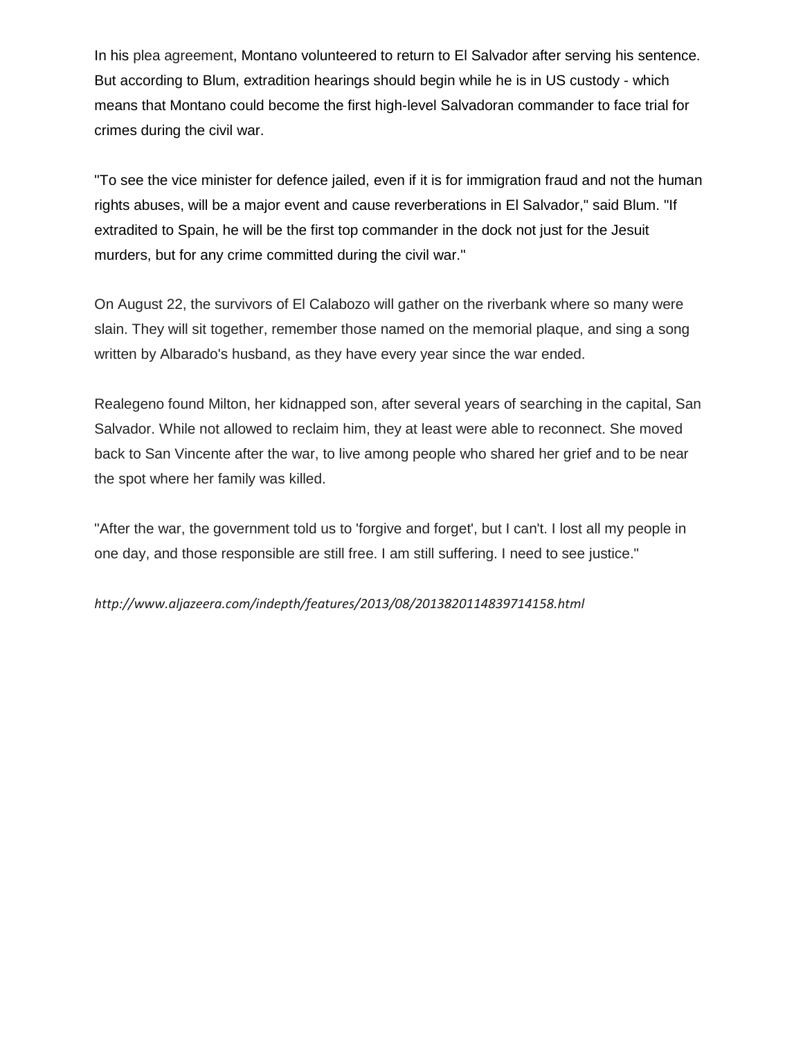In his plea agreement, Montano volunteered to return to El Salvador after serving his sentence. But according to Blum, extradition hearings should begin while he is in US custody - which means that Montano could become the first high-level Salvadoran commander to face trial for crimes during the civil war.

"To see the vice minister for defence jailed, even if it is for immigration fraud and not the human rights abuses, will be a major event and cause reverberations in El Salvador," said Blum. "If extradited to Spain, he will be the first top commander in the dock not just for the Jesuit murders, but for any crime committed during the civil war."

On August 22, the survivors of El Calabozo will gather on the riverbank where so many were slain. They will sit together, remember those named on the memorial plaque, and sing a song written by Albarado's husband, as they have every year since the war ended.

Realegeno found Milton, her kidnapped son, after several years of searching in the capital, San Salvador. While not allowed to reclaim him, they at least were able to reconnect. She moved back to San Vincente after the war, to live among people who shared her grief and to be near the spot where her family was killed.

"After the war, the government told us to 'forgive and forget', but I can't. I lost all my people in one day, and those responsible are still free. I am still suffering. I need to see justice."

*http://www.aljazeera.com/indepth/features/2013/08/2013820114839714158.html*